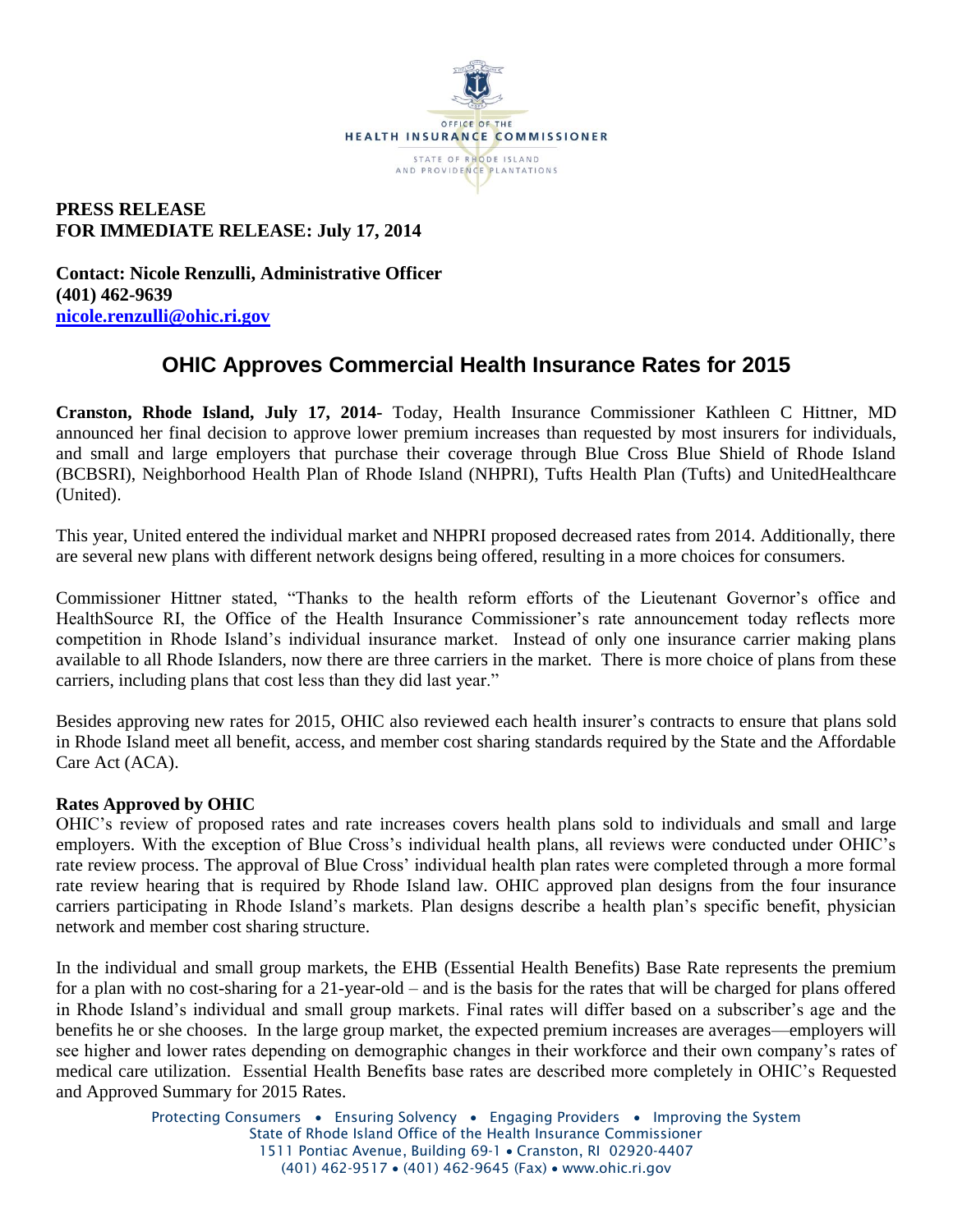OFFICE OF THE
HEALTH INSURANCE COMMISSIONER
STATE OF RHODE ISLAND
AND PROVIDENCE PLANTATIONS

**PRESS RELEASE**
**FOR IMMEDIATE RELEASE: July 17, 2014**

**Contact: Nicole Renzulli, Administrative Officer**
**(401) 462-9639**
**nicole.renzulli@ohic.ri.gov**

# OHIC Approves Commercial Health Insurance Rates for 2015

**Cranston, Rhode Island, July 17, 2014-** Today, Health Insurance Commissioner Kathleen C Hittner, MD announced her final decision to approve lower premium increases than requested by most insurers for individuals, and small and large employers that purchase their coverage through Blue Cross Blue Shield of Rhode Island (BCBSRI), Neighborhood Health Plan of Rhode Island (NHPRI), Tufts Health Plan (Tufts) and UnitedHealthcare (United).

This year, United entered the individual market and NHPRI proposed decreased rates from 2014. Additionally, there are several new plans with different network designs being offered, resulting in a more choices for consumers.

Commissioner Hittner stated, "Thanks to the health reform efforts of the Lieutenant Governor's office and HealthSource RI, the Office of the Health Insurance Commissioner's rate announcement today reflects more competition in Rhode Island's individual insurance market. Instead of only one insurance carrier making plans available to all Rhode Islanders, now there are three carriers in the market. There is more choice of plans from these carriers, including plans that cost less than they did last year."

Besides approving new rates for 2015, OHIC also reviewed each health insurer's contracts to ensure that plans sold in Rhode Island meet all benefit, access, and member cost sharing standards required by the State and the Affordable Care Act (ACA).

### Rates Approved by OHIC

OHIC's review of proposed rates and rate increases covers health plans sold to individuals and small and large employers. With the exception of Blue Cross's individual health plans, all reviews were conducted under OHIC's rate review process. The approval of Blue Cross' individual health plan rates were completed through a more formal rate review hearing that is required by Rhode Island law. OHIC approved plan designs from the four insurance carriers participating in Rhode Island's markets. Plan designs describe a health plan's specific benefit, physician network and member cost sharing structure.

In the individual and small group markets, the EHB (Essential Health Benefits) Base Rate represents the premium for a plan with no cost-sharing for a 21-year-old – and is the basis for the rates that will be charged for plans offered in Rhode Island's individual and small group markets. Final rates will differ based on a subscriber's age and the benefits he or she chooses. In the large group market, the expected premium increases are averages—employers will see higher and lower rates depending on demographic changes in their workforce and their own company's rates of medical care utilization. Essential Health Benefits base rates are described more completely in OHIC's Requested and Approved Summary for 2015 Rates.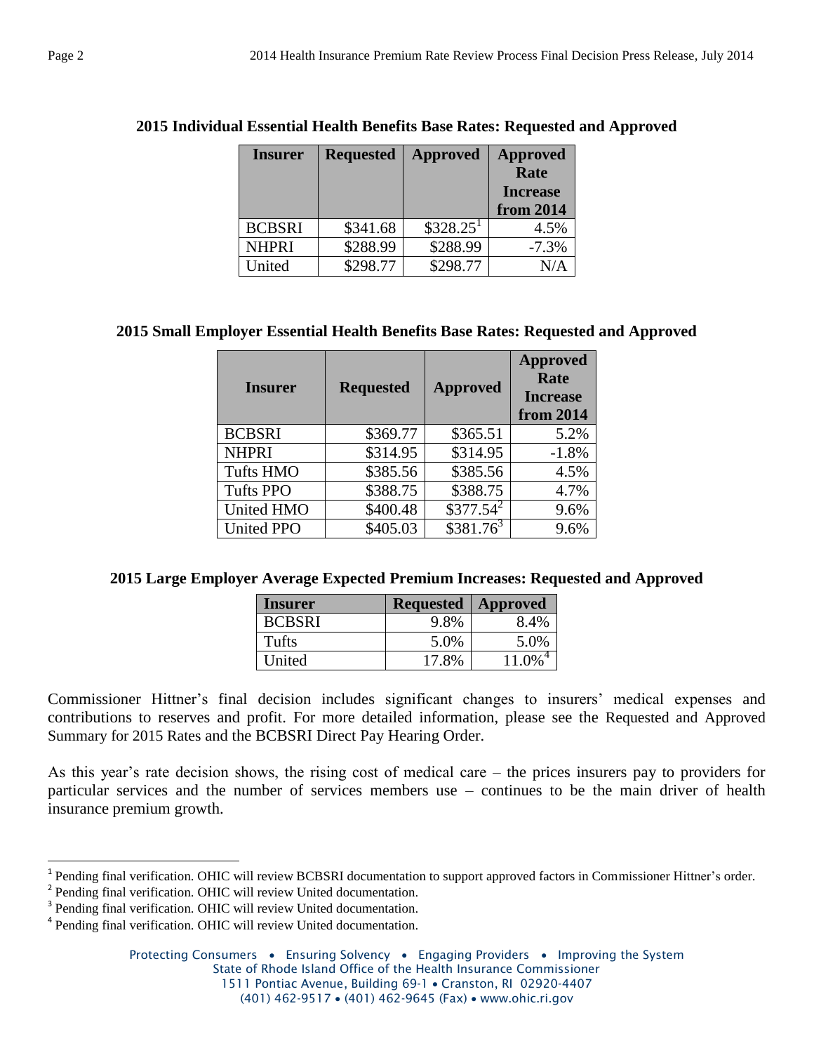**2015 Individual Essential Health Benefits Base Rates: Requested and Approved**

| Insurer | Requested | Approved | Approved Rate Increase from 2014 |
|---|---|---|---|
| BCBSRI | $341.68 | $328.25[1] | 4.5% |
| NHPRI | $288.99 | $288.99 | -7.3% |
| United | $298.77 | $298.77 | N/A |

**2015 Small Employer Essential Health Benefits Base Rates: Requested and Approved**

| Insurer | Requested | Approved | Approved Rate Increase from 2014 |
|---|---|---|---|
| BCBSRI | $369.77 | $365.51 | 5.2% |
| NHPRI | $314.95 | $314.95 | -1.8% |
| Tufts HMO | $385.56 | $385.56 | 4.5% |
| Tufts PPO | $388.75 | $388.75 | 4.7% |
| United HMO | $400.48 | $377.54[2] | 9.6% |
| United PPO | $405.03 | $381.76[3] | 9.6% |

**2015 Large Employer Average Expected Premium Increases: Requested and Approved**

| Insurer | Requested | Approved |
|---|---|---|
| BCBSRI | 9.8% | 8.4% |
| Tufts | 5.0% | 5.0% |
| United | 17.8% | 11.0%[4] |

Commissioner Hittner's final decision includes significant changes to insurers' medical expenses and contributions to reserves and profit. For more detailed information, please see the Requested and Approved Summary for 2015 Rates and the BCBSRI Direct Pay Hearing Order.

As this year's rate decision shows, the rising cost of medical care – the prices insurers pay to providers for particular services and the number of services members use – continues to be the main driver of health insurance premium growth.

---

[1] Pending final verification. OHIC will review BCBSRI documentation to support approved factors in Commissioner Hittner's order.

[2] Pending final verification. OHIC will review United documentation.

[3] Pending final verification. OHIC will review United documentation.

[4] Pending final verification. OHIC will review United documentation.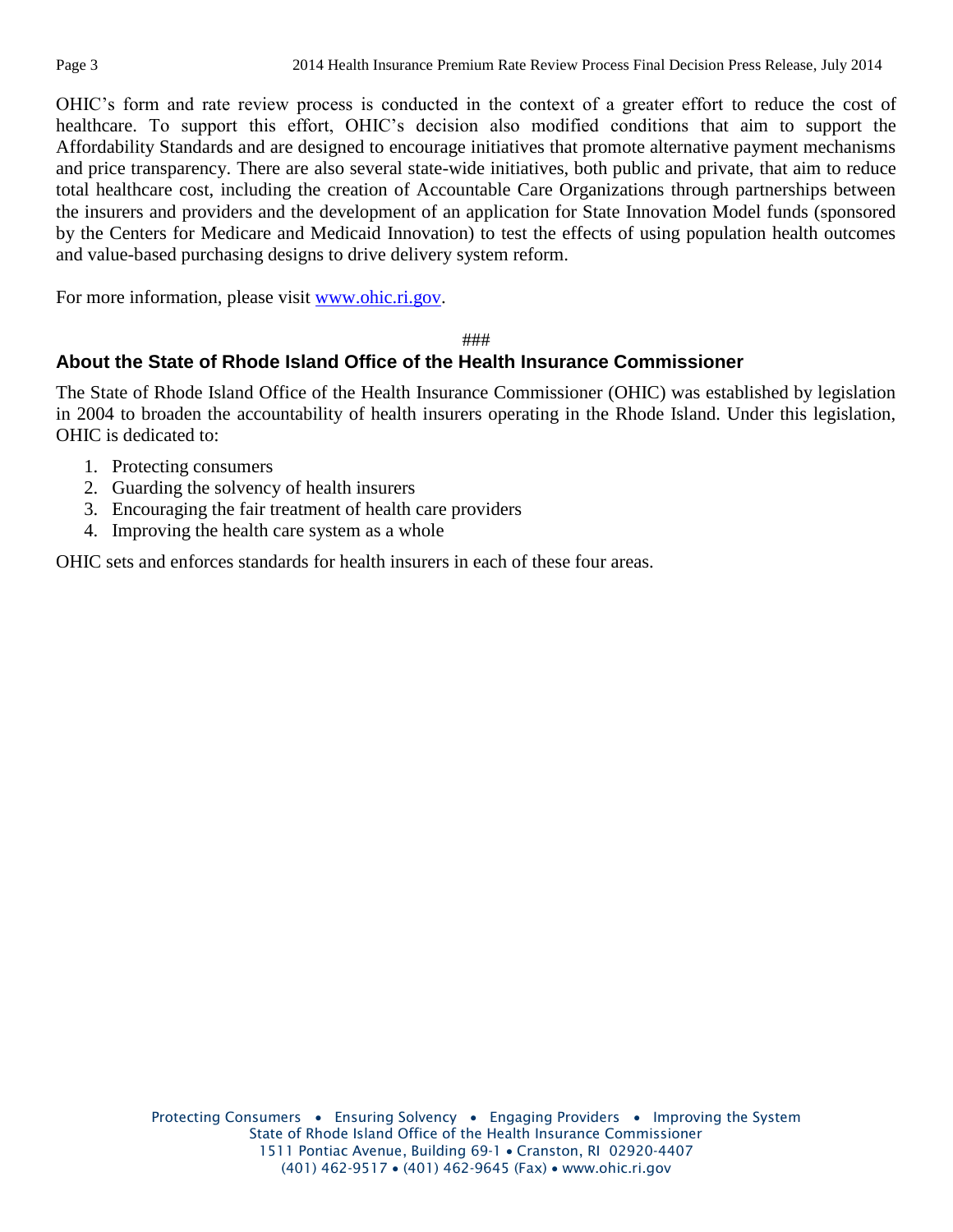OHIC's form and rate review process is conducted in the context of a greater effort to reduce the cost of healthcare. To support this effort, OHIC's decision also modified conditions that aim to support the Affordability Standards and are designed to encourage initiatives that promote alternative payment mechanisms and price transparency. There are also several state-wide initiatives, both public and private, that aim to reduce total healthcare cost, including the creation of Accountable Care Organizations through partnerships between the insurers and providers and the development of an application for State Innovation Model funds (sponsored by the Centers for Medicare and Medicaid Innovation) to test the effects of using population health outcomes and value-based purchasing designs to drive delivery system reform.

For more information, please visit [www.ohic.ri.gov](http://www.ohic.ri.gov).

###

## About the State of Rhode Island Office of the Health Insurance Commissioner

The State of Rhode Island Office of the Health Insurance Commissioner (OHIC) was established by legislation in 2004 to broaden the accountability of health insurers operating in the Rhode Island. Under this legislation, OHIC is dedicated to:

1. Protecting consumers
2. Guarding the solvency of health insurers
3. Encouraging the fair treatment of health care providers
4. Improving the health care system as a whole

OHIC sets and enforces standards for health insurers in each of these four areas.